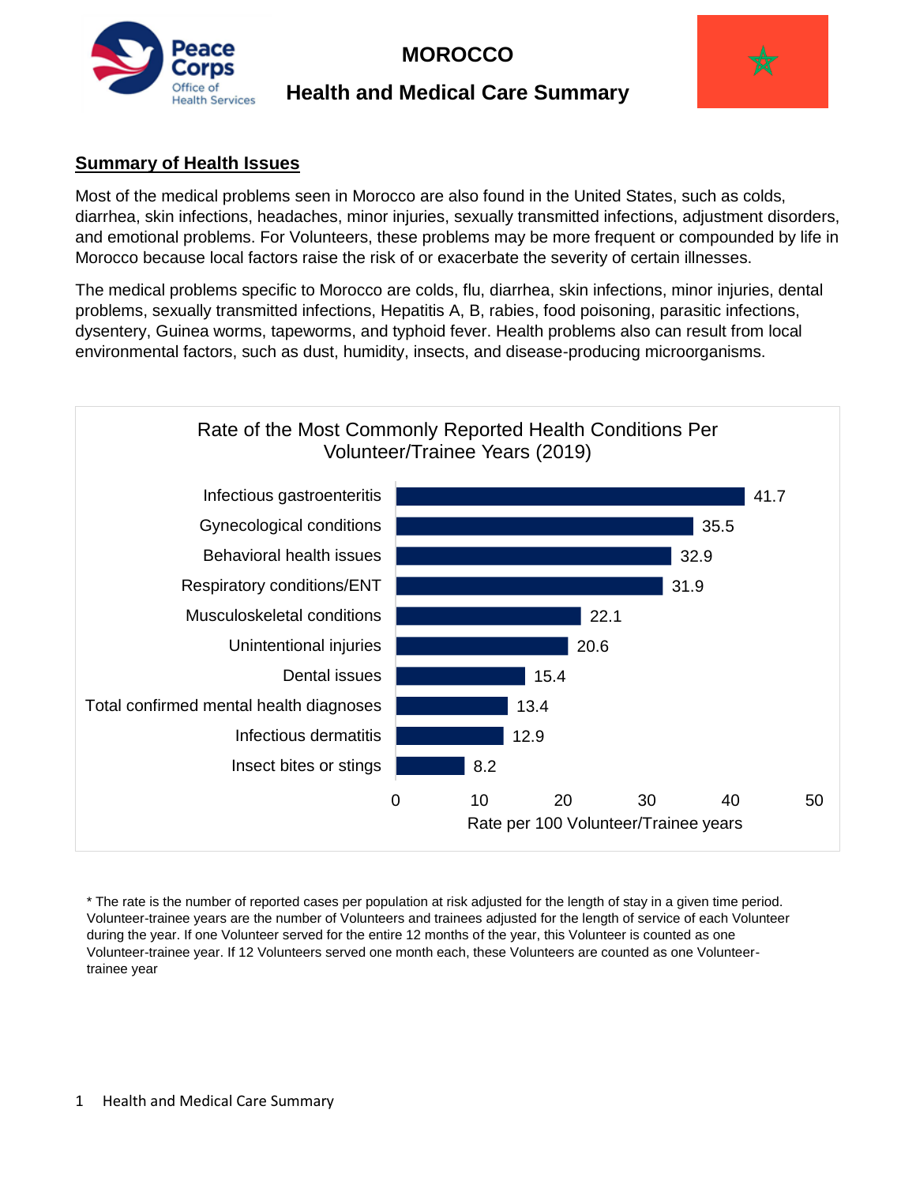# MOROCCO

## Health and Medical Care Summary

### Summary of Health Issues

Most of the medical problems seen in Morocco are also found in the United States, such as colds, diarrhea, skin infections, headaches, minor injuries, sexually transmitted infections, adjustment disorders, and emotional problems. For Volunteers, these problems may be more frequent or compounded by life in Morocco because local factors raise the risk of or exacerbate the severity of certain illnesses.

The medical problems specific to Morocco are colds, flu, diarrhea, skin infections, minor injuries, dental problems, sexually transmitted infections, Hepatitis A, B, rabies, food poisoning, parasitic infections, dysentery, Guinea worms, tapeworms, and typhoid fever. Health problems also can result from local environmental factors, such as dust, humidity, insects, and disease-producing microorganisms.

**Rate of the Most Commonly Reported Health Conditions Per Volunteer/Trainee Years (2019)**

| Health Condition | Rate per 100 Volunteer/Trainee years |
|---|---|
| Infectious gastroenteritis | 41.7 |
| Gynecological conditions | 35.5 |
| Behavioral health issues | 32.9 |
| Respiratory conditions/ENT | 31.9 |
| Musculoskeletal conditions | 22.1 |
| Unintentional injuries | 20.6 |
| Dental issues | 15.4 |
| Total confirmed mental health diagnoses | 13.4 |
| Infectious dermatitis | 12.9 |
| Insect bites or stings | 8.2 |

* The rate is the number of reported cases per population at risk adjusted for the length of stay in a given time period. Volunteer-trainee years are the number of Volunteers and trainees adjusted for the length of service of each Volunteer during the year. If one Volunteer served for the entire 12 months of the year, this Volunteer is counted as one Volunteer-trainee year. If 12 Volunteers served one month each, these Volunteers are counted as one Volunteer-trainee year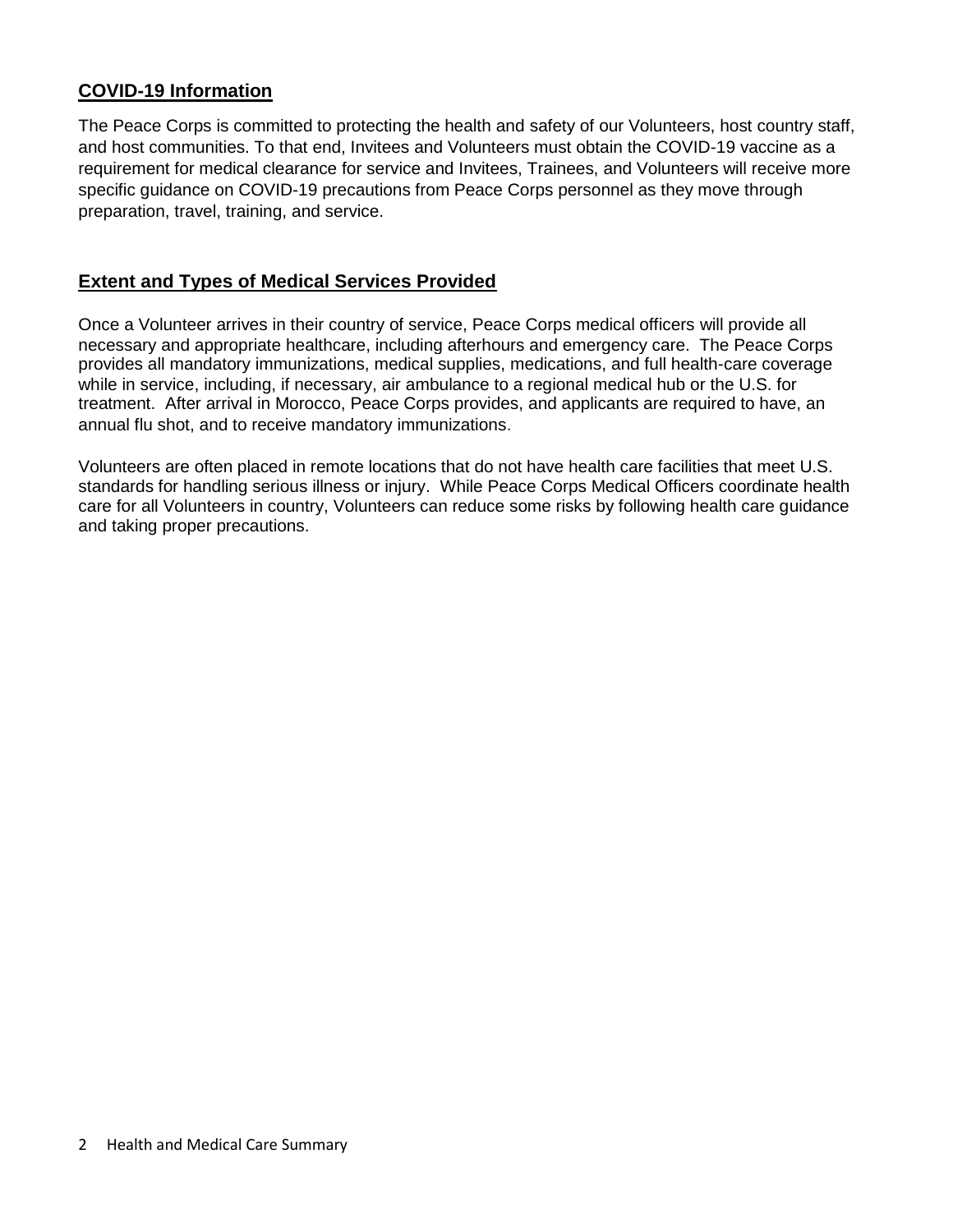## COVID-19 Information

The Peace Corps is committed to protecting the health and safety of our Volunteers, host country staff, and host communities. To that end, Invitees and Volunteers must obtain the COVID-19 vaccine as a requirement for medical clearance for service and Invitees, Trainees, and Volunteers will receive more specific guidance on COVID-19 precautions from Peace Corps personnel as they move through preparation, travel, training, and service.

## Extent and Types of Medical Services Provided

Once a Volunteer arrives in their country of service, Peace Corps medical officers will provide all necessary and appropriate healthcare, including afterhours and emergency care. The Peace Corps provides all mandatory immunizations, medical supplies, medications, and full health-care coverage while in service, including, if necessary, air ambulance to a regional medical hub or the U.S. for treatment. After arrival in Morocco, Peace Corps provides, and applicants are required to have, an annual flu shot, and to receive mandatory immunizations.

Volunteers are often placed in remote locations that do not have health care facilities that meet U.S. standards for handling serious illness or injury. While Peace Corps Medical Officers coordinate health care for all Volunteers in country, Volunteers can reduce some risks by following health care guidance and taking proper precautions.